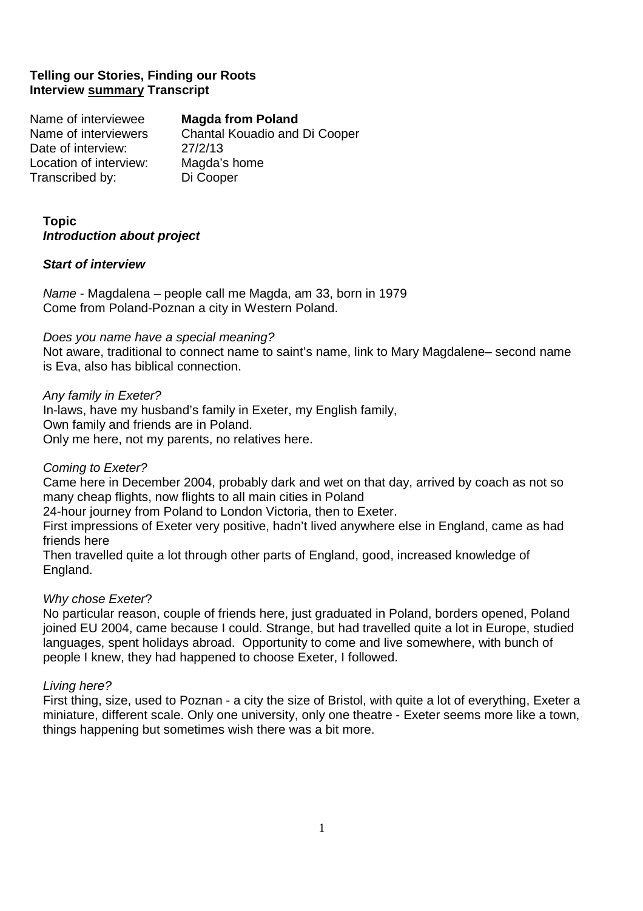**Telling our Stories, Finding our Roots**
**Interview <u>summary</u> Transcript**

| | |
|---|---|
| Name of interviewee | **Magda from Poland** |
| Name of interviewers | Chantal Kouadio and Di Cooper |
| Date of interview: | 27/2/13 |
| Location of interview: | Magda's home |
| Transcribed by: | Di Cooper |

**Topic**
***Introduction about project***

***Start of interview***

*Name* - Magdalena – people call me Magda, am 33, born in 1979
Come from Poland-Poznan a city in Western Poland.

*Does you name have a special meaning?*
Not aware, traditional to connect name to saint's name, link to Mary Magdalene– second name is Eva, also has biblical connection.

*Any family in Exeter?*
In-laws, have my husband's family in Exeter, my English family,
Own family and friends are in Poland.
Only me here, not my parents, no relatives here.

*Coming to Exeter?*
Came here in December 2004, probably dark and wet on that day, arrived by coach as not so many cheap flights, now flights to all main cities in Poland
24-hour journey from Poland to London Victoria, then to Exeter.
First impressions of Exeter very positive, hadn't lived anywhere else in England, came as had friends here
Then travelled quite a lot through other parts of England, good, increased knowledge of England.

*Why chose Exeter*?
No particular reason, couple of friends here, just graduated in Poland, borders opened, Poland joined EU 2004, came because I could. Strange, but had travelled quite a lot in Europe, studied languages, spent holidays abroad. Opportunity to come and live somewhere, with bunch of people I knew, they had happened to choose Exeter, I followed.

*Living here?*
First thing, size, used to Poznan - a city the size of Bristol, with quite a lot of everything, Exeter a miniature, different scale. Only one university, only one theatre - Exeter seems more like a town, things happening but sometimes wish there was a bit more.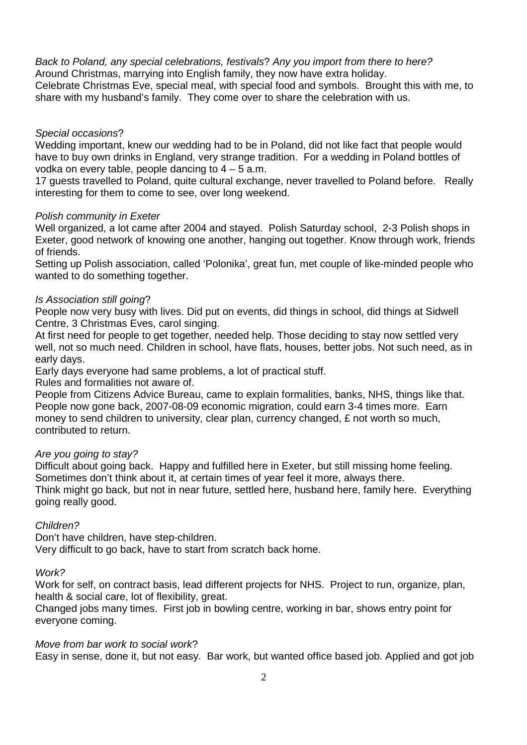*Back to Poland, any special celebrations, festivals? Any you import from there to here?*
Around Christmas, marrying into English family, they now have extra holiday.
Celebrate Christmas Eve, special meal, with special food and symbols. Brought this with me, to share with my husband's family. They come over to share the celebration with us.

*Special occasions?*
Wedding important, knew our wedding had to be in Poland, did not like fact that people would have to buy own drinks in England, very strange tradition. For a wedding in Poland bottles of vodka on every table, people dancing to 4 – 5 a.m.
17 guests travelled to Poland, quite cultural exchange, never travelled to Poland before. Really interesting for them to come to see, over long weekend.

*Polish community in Exeter*
Well organized, a lot came after 2004 and stayed. Polish Saturday school, 2-3 Polish shops in Exeter, good network of knowing one another, hanging out together. Know through work, friends of friends.
Setting up Polish association, called 'Polonika', great fun, met couple of like-minded people who wanted to do something together.

*Is Association still going?*
People now very busy with lives. Did put on events, did things in school, did things at Sidwell Centre, 3 Christmas Eves, carol singing.
At first need for people to get together, needed help. Those deciding to stay now settled very well, not so much need. Children in school, have flats, houses, better jobs. Not such need, as in early days.
Early days everyone had same problems, a lot of practical stuff.
Rules and formalities not aware of.
People from Citizens Advice Bureau, came to explain formalities, banks, NHS, things like that.
People now gone back, 2007-08-09 economic migration, could earn 3-4 times more. Earn money to send children to university, clear plan, currency changed, £ not worth so much, contributed to return.

*Are you going to stay?*
Difficult about going back. Happy and fulfilled here in Exeter, but still missing home feeling. Sometimes don't think about it, at certain times of year feel it more, always there.
Think might go back, but not in near future, settled here, husband here, family here. Everything going really good.

*Children?*
Don't have children, have step-children.
Very difficult to go back, have to start from scratch back home.

*Work?*
Work for self, on contract basis, lead different projects for NHS. Project to run, organize, plan, health & social care, lot of flexibility, great.
Changed jobs many times. First job in bowling centre, working in bar, shows entry point for everyone coming.

*Move from bar work to social work?*
Easy in sense, done it, but not easy. Bar work, but wanted office based job. Applied and got job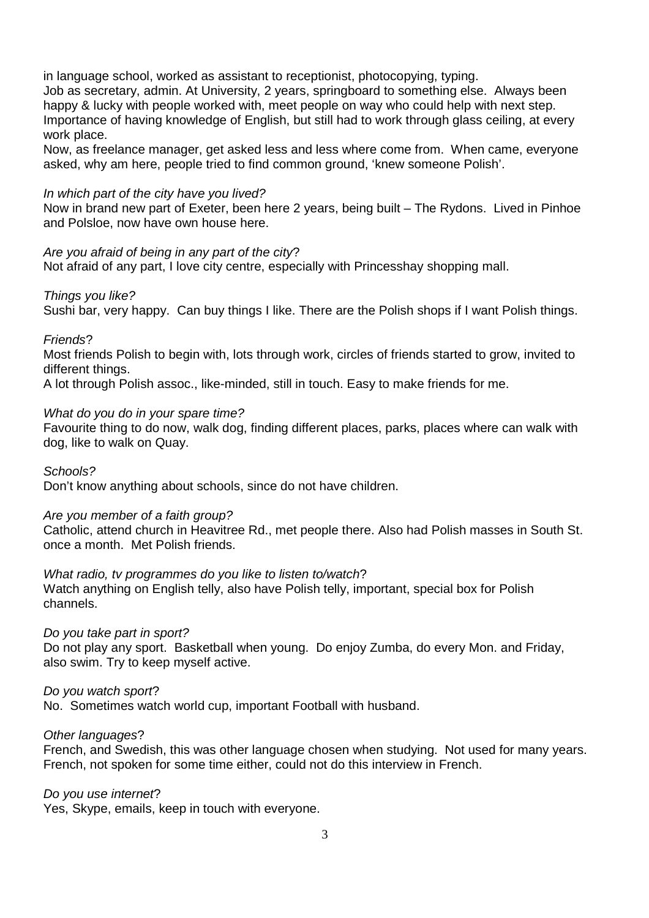in language school, worked as assistant to receptionist, photocopying, typing.
Job as secretary, admin. At University, 2 years, springboard to something else. Always been happy & lucky with people worked with, meet people on way who could help with next step. Importance of having knowledge of English, but still had to work through glass ceiling, at every work place.
Now, as freelance manager, get asked less and less where come from. When came, everyone asked, why am here, people tried to find common ground, 'knew someone Polish'.

*In which part of the city have you lived?*
Now in brand new part of Exeter, been here 2 years, being built – The Rydons. Lived in Pinhoe and Polsloe, now have own house here.

*Are you afraid of being in any part of the city*?
Not afraid of any part, I love city centre, especially with Princesshay shopping mall.

*Things you like?*
Sushi bar, very happy. Can buy things I like. There are the Polish shops if I want Polish things.

*Friends*?
Most friends Polish to begin with, lots through work, circles of friends started to grow, invited to different things.
A lot through Polish assoc., like-minded, still in touch. Easy to make friends for me.

*What do you do in your spare time?*
Favourite thing to do now, walk dog, finding different places, parks, places where can walk with dog, like to walk on Quay.

*Schools?*
Don't know anything about schools, since do not have children.

*Are you member of a faith group?*
Catholic, attend church in Heavitree Rd., met people there. Also had Polish masses in South St. once a month. Met Polish friends.

*What radio, tv programmes do you like to listen to/watch*?
Watch anything on English telly, also have Polish telly, important, special box for Polish channels.

*Do you take part in sport?*
Do not play any sport. Basketball when young. Do enjoy Zumba, do every Mon. and Friday, also swim. Try to keep myself active.

*Do you watch sport*?
No. Sometimes watch world cup, important Football with husband.

*Other languages*?
French, and Swedish, this was other language chosen when studying. Not used for many years. French, not spoken for some time either, could not do this interview in French.

*Do you use internet*?
Yes, Skype, emails, keep in touch with everyone.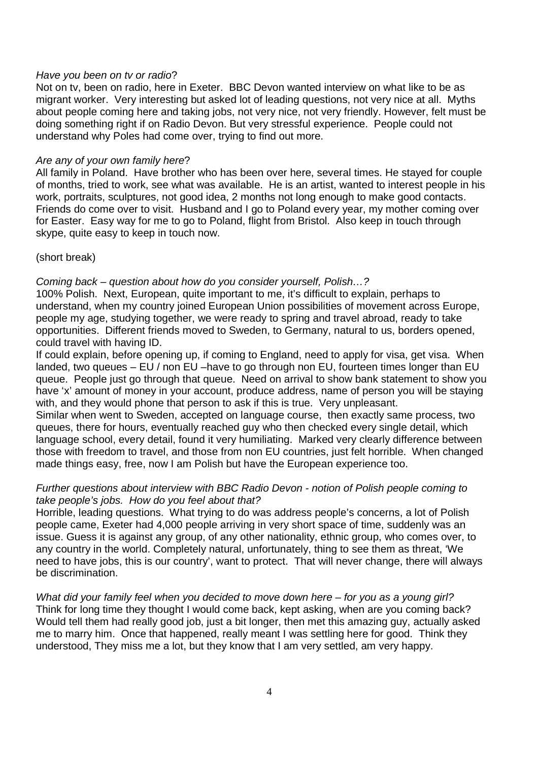*Have you been on tv or radio*?

Not on tv, been on radio, here in Exeter. BBC Devon wanted interview on what like to be as migrant worker. Very interesting but asked lot of leading questions, not very nice at all. Myths about people coming here and taking jobs, not very nice, not very friendly. However, felt must be doing something right if on Radio Devon. But very stressful experience. People could not understand why Poles had come over, trying to find out more.

*Are any of your own family here*?

All family in Poland. Have brother who has been over here, several times. He stayed for couple of months, tried to work, see what was available. He is an artist, wanted to interest people in his work, portraits, sculptures, not good idea, 2 months not long enough to make good contacts. Friends do come over to visit. Husband and I go to Poland every year, my mother coming over for Easter. Easy way for me to go to Poland, flight from Bristol. Also keep in touch through skype, quite easy to keep in touch now.

(short break)

*Coming back – question about how do you consider yourself, Polish…?*

100% Polish. Next, European, quite important to me, it's difficult to explain, perhaps to understand, when my country joined European Union possibilities of movement across Europe, people my age, studying together, we were ready to spring and travel abroad, ready to take opportunities. Different friends moved to Sweden, to Germany, natural to us, borders opened, could travel with having ID.

If could explain, before opening up, if coming to England, need to apply for visa, get visa. When landed, two queues – EU / non EU –have to go through non EU, fourteen times longer than EU queue. People just go through that queue. Need on arrival to show bank statement to show you have 'x' amount of money in your account, produce address, name of person you will be staying with, and they would phone that person to ask if this is true. Very unpleasant.

Similar when went to Sweden, accepted on language course, then exactly same process, two queues, there for hours, eventually reached guy who then checked every single detail, which language school, every detail, found it very humiliating. Marked very clearly difference between those with freedom to travel, and those from non EU countries, just felt horrible. When changed made things easy, free, now I am Polish but have the European experience too.

*Further questions about interview with BBC Radio Devon - notion of Polish people coming to take people's jobs. How do you feel about that?*

Horrible, leading questions. What trying to do was address people's concerns, a lot of Polish people came, Exeter had 4,000 people arriving in very short space of time, suddenly was an issue. Guess it is against any group, of any other nationality, ethnic group, who comes over, to any country in the world. Completely natural, unfortunately, thing to see them as threat, 'We need to have jobs, this is our country', want to protect. That will never change, there will always be discrimination.

*What did your family feel when you decided to move down here – for you as a young girl?*

Think for long time they thought I would come back, kept asking, when are you coming back? Would tell them had really good job, just a bit longer, then met this amazing guy, actually asked me to marry him. Once that happened, really meant I was settling here for good. Think they understood, They miss me a lot, but they know that I am very settled, am very happy.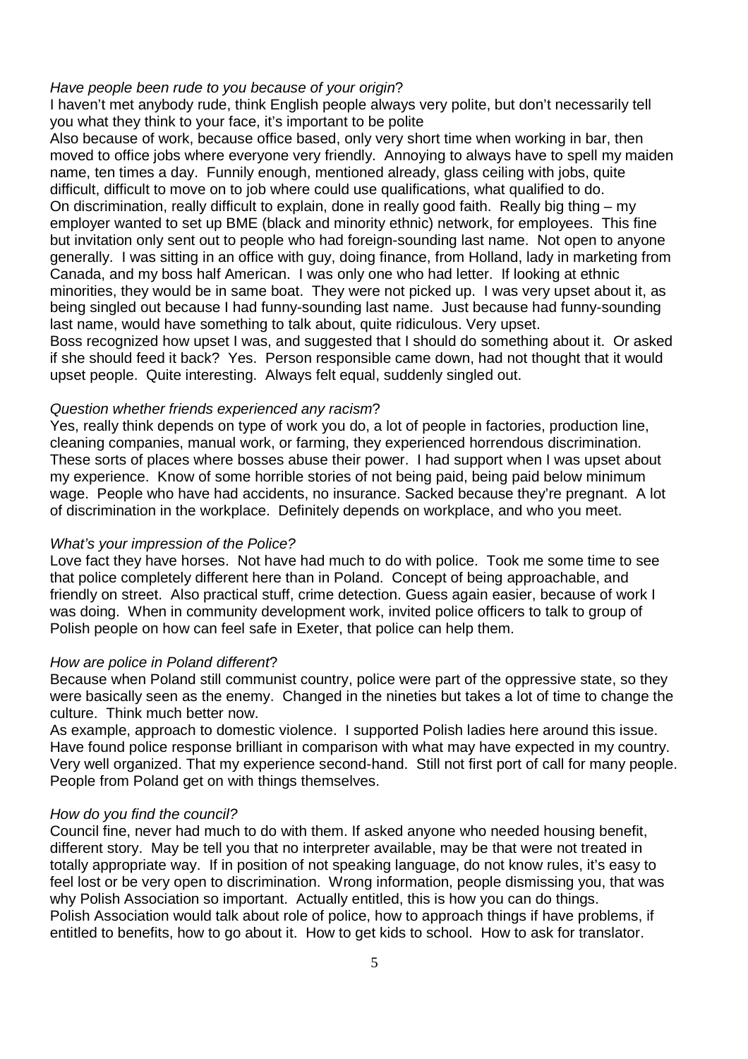*Have people been rude to you because of your origin*?

I haven't met anybody rude, think English people always very polite, but don't necessarily tell you what they think to your face, it's important to be polite

Also because of work, because office based, only very short time when working in bar, then moved to office jobs where everyone very friendly. Annoying to always have to spell my maiden name, ten times a day. Funnily enough, mentioned already, glass ceiling with jobs, quite difficult, difficult to move on to job where could use qualifications, what qualified to do.

On discrimination, really difficult to explain, done in really good faith. Really big thing – my employer wanted to set up BME (black and minority ethnic) network, for employees. This fine but invitation only sent out to people who had foreign-sounding last name. Not open to anyone generally. I was sitting in an office with guy, doing finance, from Holland, lady in marketing from Canada, and my boss half American. I was only one who had letter. If looking at ethnic minorities, they would be in same boat. They were not picked up. I was very upset about it, as being singled out because I had funny-sounding last name. Just because had funny-sounding last name, would have something to talk about, quite ridiculous. Very upset.

Boss recognized how upset I was, and suggested that I should do something about it. Or asked if she should feed it back? Yes. Person responsible came down, had not thought that it would upset people. Quite interesting. Always felt equal, suddenly singled out.

*Question whether friends experienced any racism*?

Yes, really think depends on type of work you do, a lot of people in factories, production line, cleaning companies, manual work, or farming, they experienced horrendous discrimination. These sorts of places where bosses abuse their power. I had support when I was upset about my experience. Know of some horrible stories of not being paid, being paid below minimum wage. People who have had accidents, no insurance. Sacked because they're pregnant. A lot of discrimination in the workplace. Definitely depends on workplace, and who you meet.

*What's your impression of the Police?*

Love fact they have horses. Not have had much to do with police. Took me some time to see that police completely different here than in Poland. Concept of being approachable, and friendly on street. Also practical stuff, crime detection. Guess again easier, because of work I was doing. When in community development work, invited police officers to talk to group of Polish people on how can feel safe in Exeter, that police can help them.

*How are police in Poland different*?

Because when Poland still communist country, police were part of the oppressive state, so they were basically seen as the enemy. Changed in the nineties but takes a lot of time to change the culture. Think much better now.

As example, approach to domestic violence. I supported Polish ladies here around this issue. Have found police response brilliant in comparison with what may have expected in my country. Very well organized. That my experience second-hand. Still not first port of call for many people. People from Poland get on with things themselves.

*How do you find the council?*

Council fine, never had much to do with them. If asked anyone who needed housing benefit, different story. May be tell you that no interpreter available, may be that were not treated in totally appropriate way. If in position of not speaking language, do not know rules, it's easy to feel lost or be very open to discrimination. Wrong information, people dismissing you, that was why Polish Association so important. Actually entitled, this is how you can do things.

Polish Association would talk about role of police, how to approach things if have problems, if entitled to benefits, how to go about it. How to get kids to school. How to ask for translator.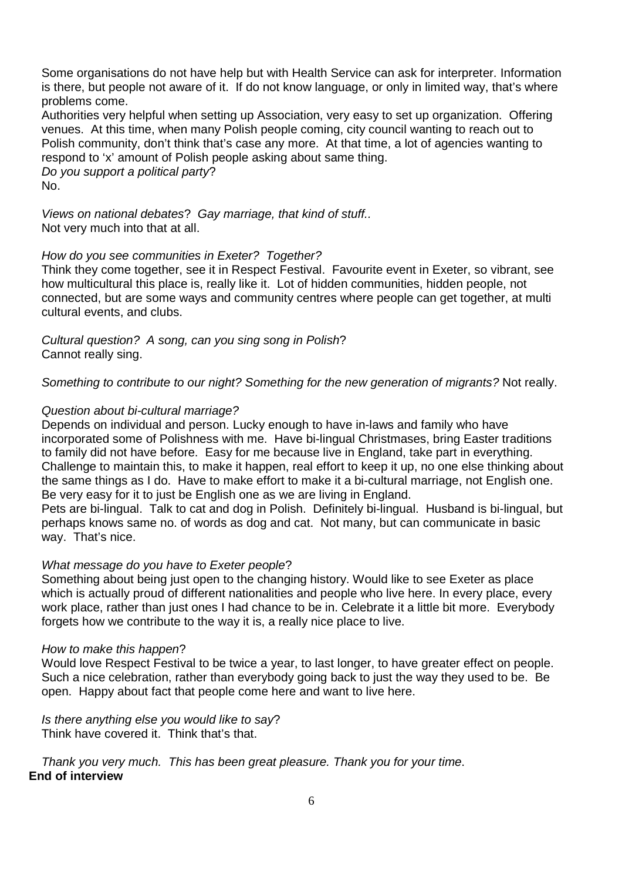Some organisations do not have help but with Health Service can ask for interpreter. Information is there, but people not aware of it. If do not know language, or only in limited way, that's where problems come.

Authorities very helpful when setting up Association, very easy to set up organization. Offering venues. At this time, when many Polish people coming, city council wanting to reach out to Polish community, don't think that's case any more. At that time, a lot of agencies wanting to respond to 'x' amount of Polish people asking about same thing.

*Do you support a political party*?
No.

*Views on national debates*? *Gay marriage, that kind of stuff..*
Not very much into that at all.

*How do you see communities in Exeter? Together?*
Think they come together, see it in Respect Festival. Favourite event in Exeter, so vibrant, see how multicultural this place is, really like it. Lot of hidden communities, hidden people, not connected, but are some ways and community centres where people can get together, at multi cultural events, and clubs.

*Cultural question? A song, can you sing song in Polish*?
Cannot really sing.

*Something to contribute to our night? Something for the new generation of migrants?* Not really.

*Question about bi-cultural marriage?*
Depends on individual and person. Lucky enough to have in-laws and family who have incorporated some of Polishness with me. Have bi-lingual Christmases, bring Easter traditions to family did not have before. Easy for me because live in England, take part in everything. Challenge to maintain this, to make it happen, real effort to keep it up, no one else thinking about the same things as I do. Have to make effort to make it a bi-cultural marriage, not English one. Be very easy for it to just be English one as we are living in England.

Pets are bi-lingual. Talk to cat and dog in Polish. Definitely bi-lingual. Husband is bi-lingual, but perhaps knows same no. of words as dog and cat. Not many, but can communicate in basic way. That's nice.

*What message do you have to Exeter people*?
Something about being just open to the changing history. Would like to see Exeter as place which is actually proud of different nationalities and people who live here. In every place, every work place, rather than just ones I had chance to be in. Celebrate it a little bit more. Everybody forgets how we contribute to the way it is, a really nice place to live.

*How to make this happen*?
Would love Respect Festival to be twice a year, to last longer, to have greater effect on people. Such a nice celebration, rather than everybody going back to just the way they used to be. Be open. Happy about fact that people come here and want to live here.

*Is there anything else you would like to say*?
Think have covered it. Think that's that.

*Thank you very much. This has been great pleasure. Thank you for your time.*

**End of interview**